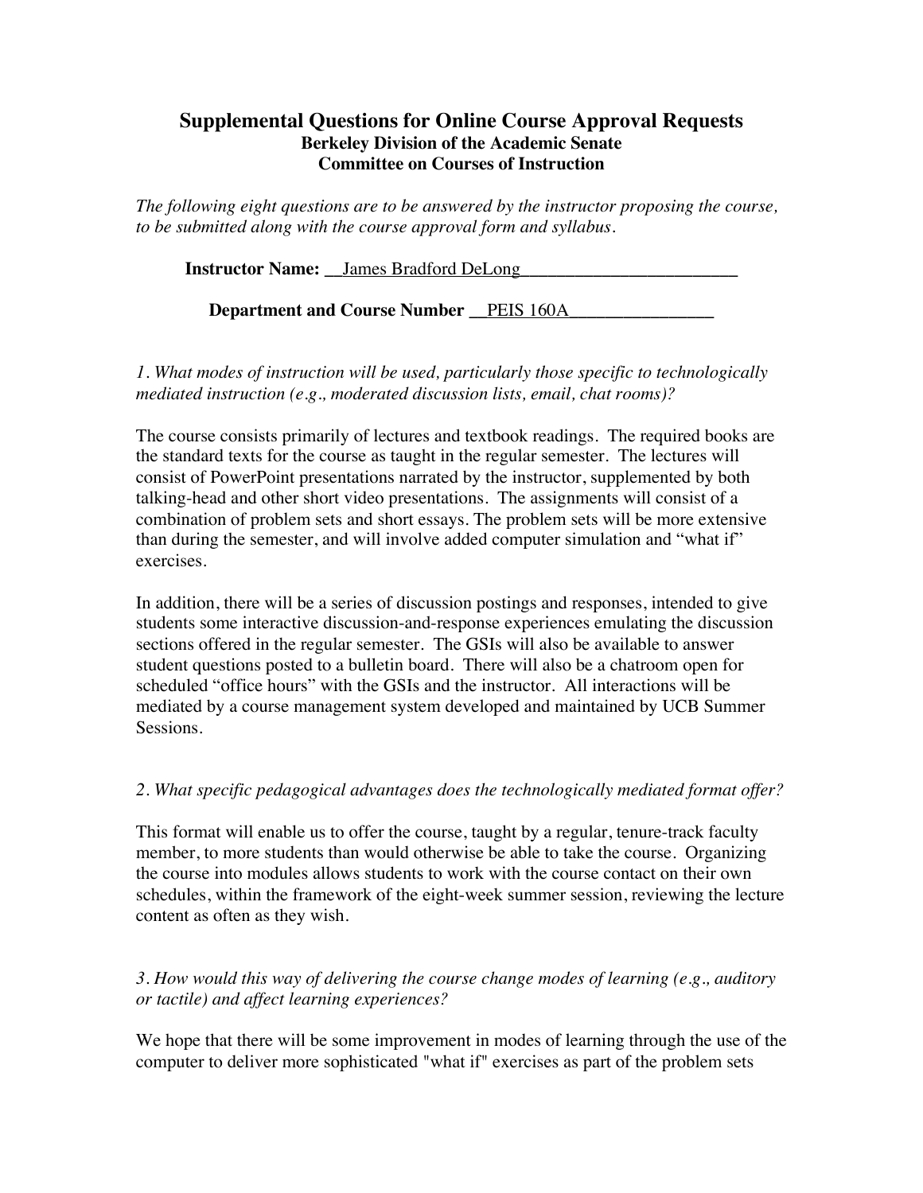# Supplemental Questions for Online Course Approval Requests

**Berkeley Division of the Academic Senate**
**Committee on Courses of Instruction**

*The following eight questions are to be answered by the instructor proposing the course, to be submitted along with the course approval form and syllabus.*

**Instructor Name:** __James Bradford DeLong________________________

**Department and Course Number** __PEIS 160A________________

*1. What modes of instruction will be used, particularly those specific to technologically mediated instruction (e.g., moderated discussion lists, email, chat rooms)?*

The course consists primarily of lectures and textbook readings. The required books are the standard texts for the course as taught in the regular semester. The lectures will consist of PowerPoint presentations narrated by the instructor, supplemented by both talking-head and other short video presentations. The assignments will consist of a combination of problem sets and short essays. The problem sets will be more extensive than during the semester, and will involve added computer simulation and "what if" exercises.

In addition, there will be a series of discussion postings and responses, intended to give students some interactive discussion-and-response experiences emulating the discussion sections offered in the regular semester. The GSIs will also be available to answer student questions posted to a bulletin board. There will also be a chatroom open for scheduled "office hours" with the GSIs and the instructor. All interactions will be mediated by a course management system developed and maintained by UCB Summer Sessions.

*2. What specific pedagogical advantages does the technologically mediated format offer?*

This format will enable us to offer the course, taught by a regular, tenure-track faculty member, to more students than would otherwise be able to take the course. Organizing the course into modules allows students to work with the course contact on their own schedules, within the framework of the eight-week summer session, reviewing the lecture content as often as they wish.

*3. How would this way of delivering the course change modes of learning (e.g., auditory or tactile) and affect learning experiences?*

We hope that there will be some improvement in modes of learning through the use of the computer to deliver more sophisticated "what if" exercises as part of the problem sets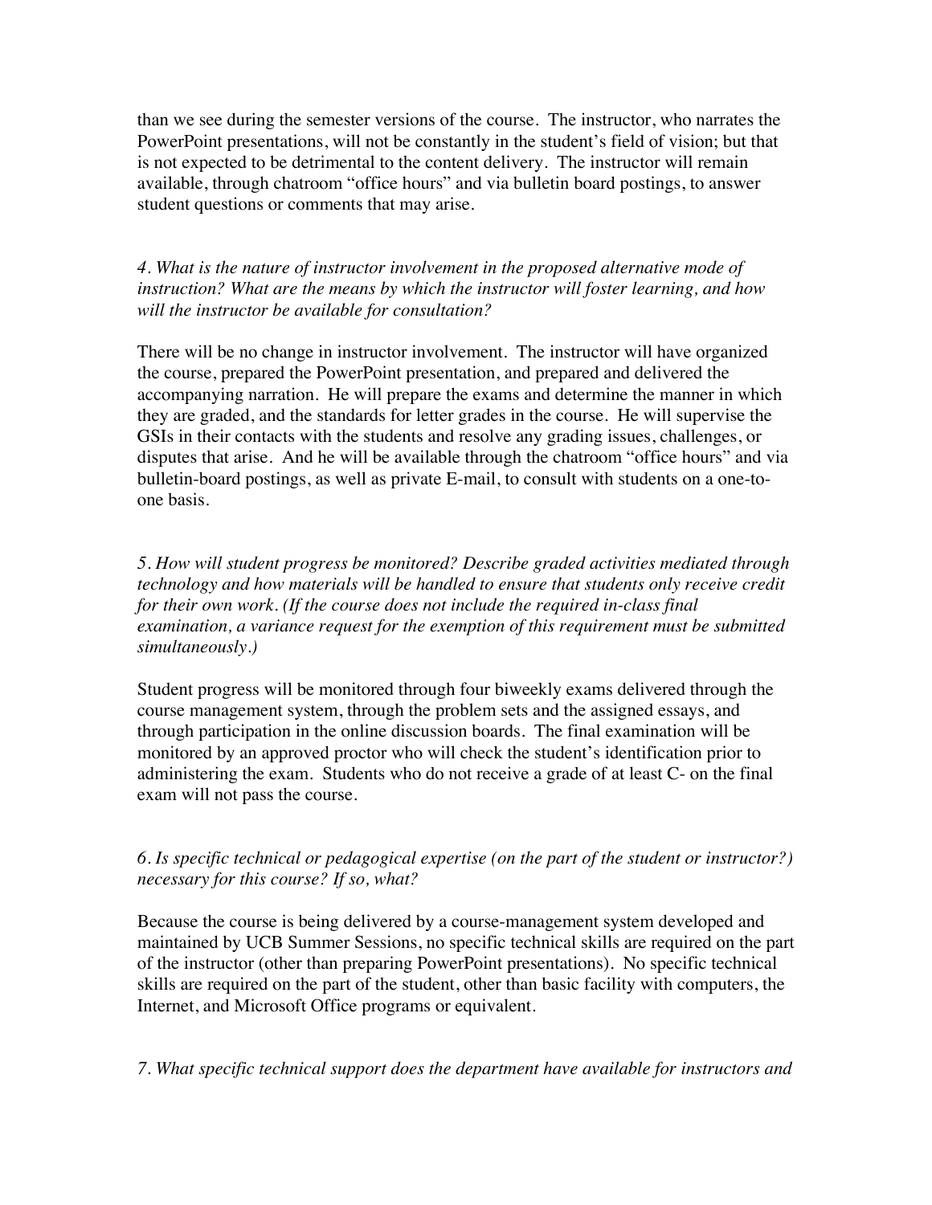than we see during the semester versions of the course. The instructor, who narrates the PowerPoint presentations, will not be constantly in the student's field of vision; but that is not expected to be detrimental to the content delivery. The instructor will remain available, through chatroom "office hours" and via bulletin board postings, to answer student questions or comments that may arise.

*4. What is the nature of instructor involvement in the proposed alternative mode of instruction? What are the means by which the instructor will foster learning, and how will the instructor be available for consultation?*

There will be no change in instructor involvement. The instructor will have organized the course, prepared the PowerPoint presentation, and prepared and delivered the accompanying narration. He will prepare the exams and determine the manner in which they are graded, and the standards for letter grades in the course. He will supervise the GSIs in their contacts with the students and resolve any grading issues, challenges, or disputes that arise. And he will be available through the chatroom "office hours" and via bulletin-board postings, as well as private E-mail, to consult with students on a one-to-one basis.

*5. How will student progress be monitored? Describe graded activities mediated through technology and how materials will be handled to ensure that students only receive credit for their own work. (If the course does not include the required in-class final examination, a variance request for the exemption of this requirement must be submitted simultaneously.)*

Student progress will be monitored through four biweekly exams delivered through the course management system, through the problem sets and the assigned essays, and through participation in the online discussion boards. The final examination will be monitored by an approved proctor who will check the student's identification prior to administering the exam. Students who do not receive a grade of at least C- on the final exam will not pass the course.

*6. Is specific technical or pedagogical expertise (on the part of the student or instructor?) necessary for this course? If so, what?*

Because the course is being delivered by a course-management system developed and maintained by UCB Summer Sessions, no specific technical skills are required on the part of the instructor (other than preparing PowerPoint presentations). No specific technical skills are required on the part of the student, other than basic facility with computers, the Internet, and Microsoft Office programs or equivalent.

*7. What specific technical support does the department have available for instructors and*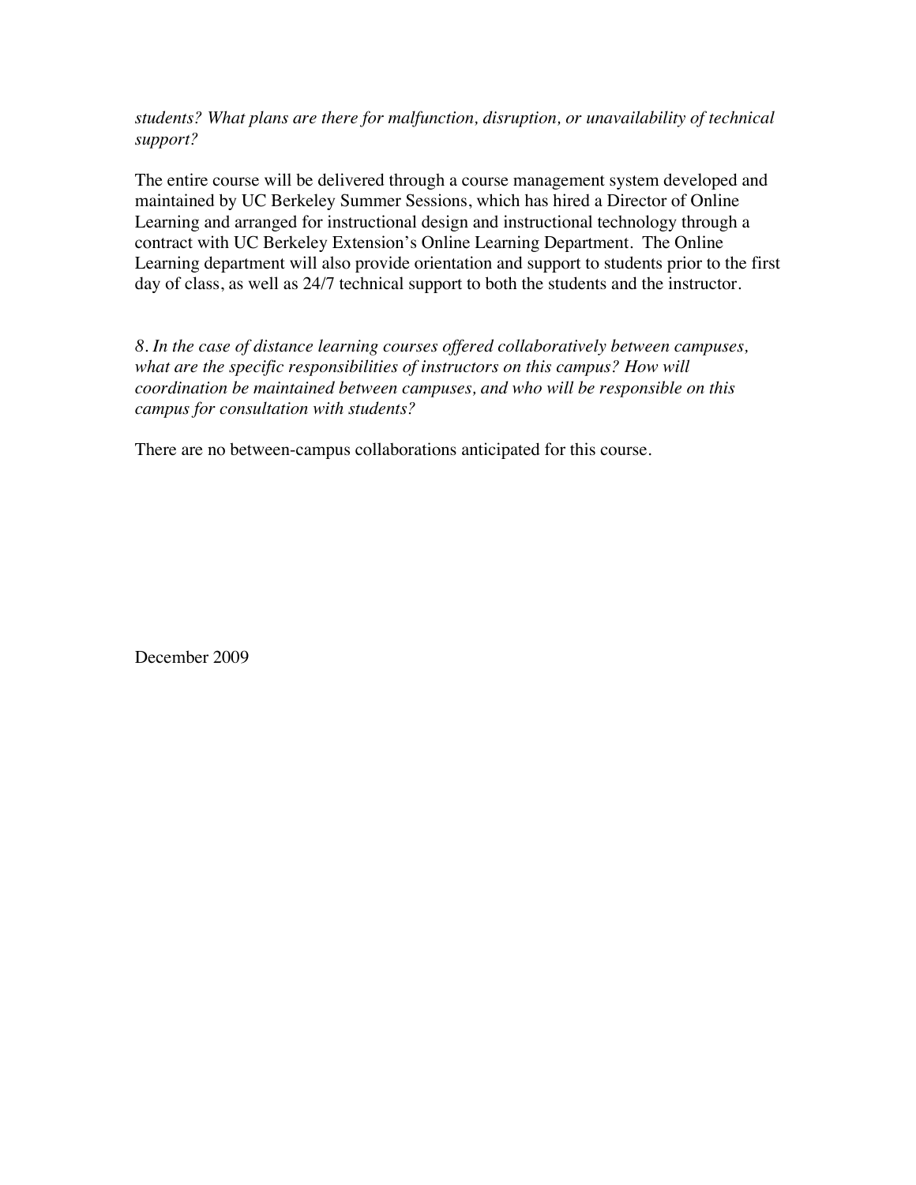*students? What plans are there for malfunction, disruption, or unavailability of technical support?*

The entire course will be delivered through a course management system developed and maintained by UC Berkeley Summer Sessions, which has hired a Director of Online Learning and arranged for instructional design and instructional technology through a contract with UC Berkeley Extension's Online Learning Department. The Online Learning department will also provide orientation and support to students prior to the first day of class, as well as 24/7 technical support to both the students and the instructor.

*8. In the case of distance learning courses offered collaboratively between campuses, what are the specific responsibilities of instructors on this campus? How will coordination be maintained between campuses, and who will be responsible on this campus for consultation with students?*

There are no between-campus collaborations anticipated for this course.

December 2009